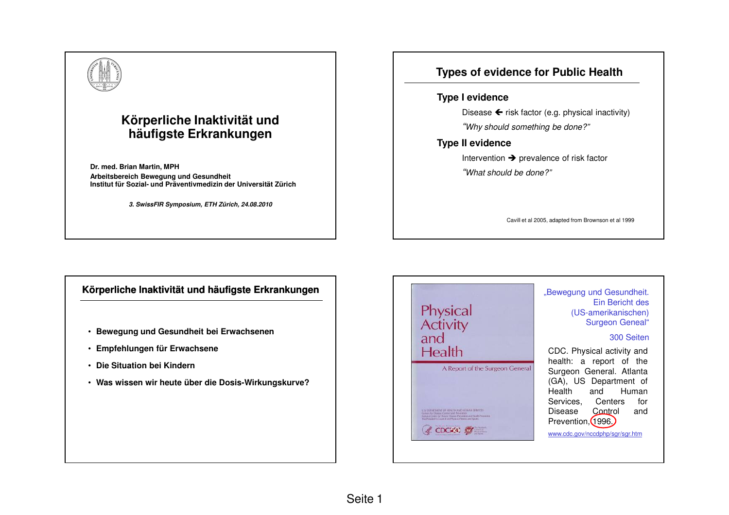# Körperliche Inaktivität und häufigste Erkrankungen

**Dr. med. Brian Martin, MPH**
**Arbeitsbereich Bewegung und Gesundheit**
**Institut für Sozial- und Präventivmedizin der Universität Zürich**

***3. SwissFIR Symposium, ETH Zürich, 24.08.2010***

---

## Types of evidence for Public Health

### Type I evidence

Disease ← risk factor (e.g. physical inactivity)

*"Why should something be done?"*

### Type II evidence

Intervention → prevalence of risk factor

*"What should be done?"*

Cavill et al 2005, adapted from Brownson et al 1999

---

## Körperliche Inaktivität und häufigste Erkrankungen

- **Bewegung und Gesundheit bei Erwachsenen**
- **Empfehlungen für Erwachsene**
- **Die Situation bei Kindern**
- **Was wissen wir heute über die Dosis-Wirkungskurve?**

---

Physical Activity and Health
A Report of the Surgeon General

„Bewegung und Gesundheit. Ein Bericht des (US-amerikanischen) Surgeon Geneal"

300 Seiten

CDC. Physical activity and health: a report of the Surgeon General. Atlanta (GA), US Department of Health and Human Services, Centers for Disease Control and Prevention, 1996.

www.cdc.gov/nccdphp/sgr/sgr.htm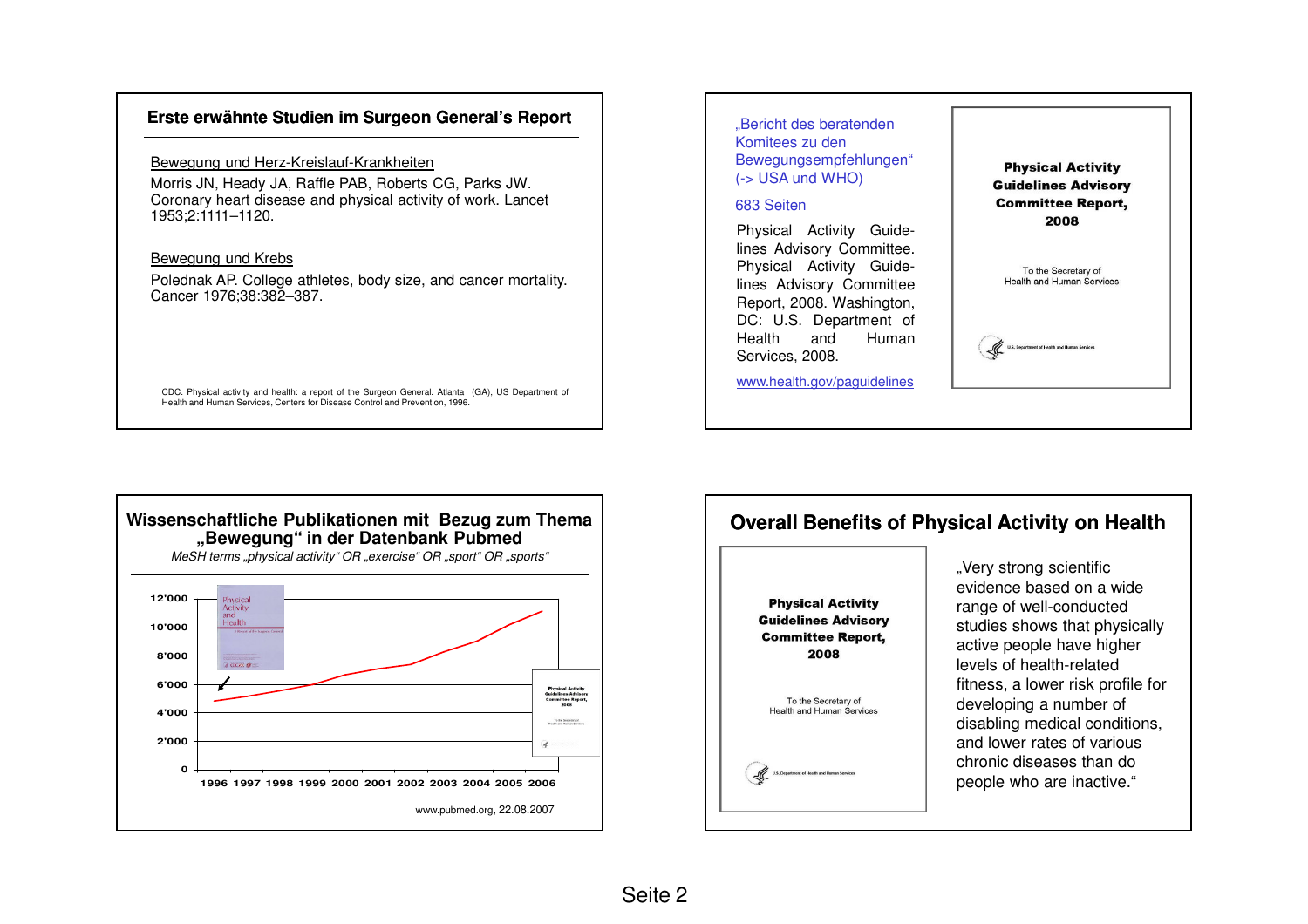## Erste erwähnte Studien im Surgeon General's Report

Bewegung und Herz-Kreislauf-Krankheiten

Morris JN, Heady JA, Raffle PAB, Roberts CG, Parks JW. Coronary heart disease and physical activity of work. Lancet 1953;2:1111–1120.

Bewegung und Krebs

Polednak AP. College athletes, body size, and cancer mortality. Cancer 1976;38:382–387.

CDC. Physical activity and health: a report of the Surgeon General. Atlanta (GA), US Department of Health and Human Services, Centers for Disease Control and Prevention, 1996.

---

„Bericht des beratenden Komitees zu den Bewegungsempfehlungen" (-> USA und WHO)

683 Seiten

Physical Activity Guidelines Advisory Committee. Physical Activity Guidelines Advisory Committee Report, 2008. Washington, DC: U.S. Department of Health and Human Services, 2008.

www.health.gov/paguidelines

**Physical Activity Guidelines Advisory Committee Report, 2008**

To the Secretary of Health and Human Services

U.S. Department of Health and Human Services

---

## Wissenschaftliche Publikationen mit Bezug zum Thema „Bewegung" in der Datenbank Pubmed

*MeSH terms „physical activity" OR „exercise" OR „sport" OR „sports"*

Y-axis: 0, 2'000, 4'000, 6'000, 8'000, 10'000, 12'000

X-axis: 1996, 1997, 1998, 1999, 2000, 2001, 2002, 2003, 2004, 2005, 2006

Physical Activity and Health

Physical Activity Guidelines Advisory Committee Report, 2008

www.pubmed.org, 22.08.2007

---

## Overall Benefits of Physical Activity on Health

**Physical Activity Guidelines Advisory Committee Report, 2008**

To the Secretary of Health and Human Services

U.S. Department of Health and Human Services

„Very strong scientific evidence based on a wide range of well-conducted studies shows that physically active people have higher levels of health-related fitness, a lower risk profile for developing a number of disabling medical conditions, and lower rates of various chronic diseases than do people who are inactive."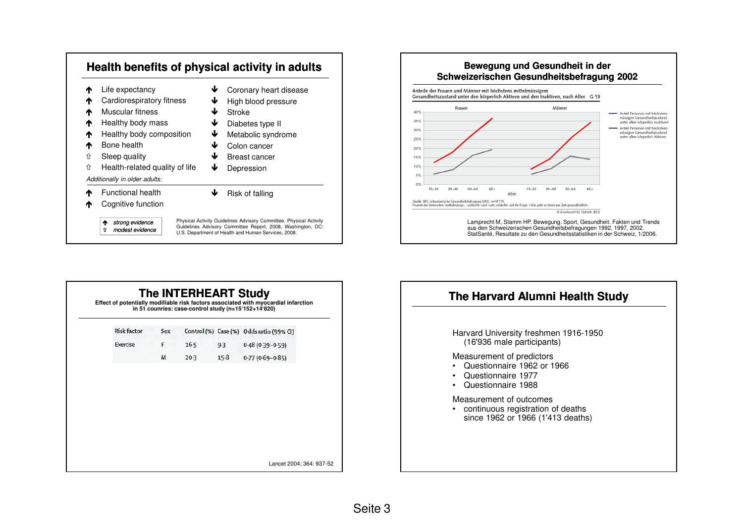## Health benefits of physical activity in adults

| | | | |
|---|---|---|---|
| ↑ | Life expectancy | ↓ | Coronary heart disease |
| ↑ | Cardiorespiratory fitness | ↓ | High blood pressure |
| ↑ | Muscular fitness | ↓ | Stroke |
| ↑ | Healthy body mass | ↓ | Diabetes type II |
| ↑ | Healthy body composition | ↓ | Metabolic syndrome |
| ↑ | Bone health | ↓ | Colon cancer |
| ⇧ | Sleep quality | ↓ | Breast cancer |
| ⇧ | Health-related quality of life | ↓ | Depression |

*Additionally in older adults:*

| | | | |
|---|---|---|---|
| ↑ | Functional health | ↓ | Risk of falling |
| ↑ | Cognitive function | | |

↑ *strong evidence*
⇧ *modest evidence*

Physical Activity Guidelines Advisory Committee. Physical Activity Guidelines Advisory Committee Report, 2008. Washington, DC: U.S. Department of Health and Human Services, 2008.

## Bewegung und Gesundheit in der Schweizerischen Gesundheitsbefragung 2002

Anteile der Frauen und Männer mit höchstens mittelmässigem Gesundheitszustand unter den körperlich Aktiven und den Inaktiven, nach Alter G 13

Frauen / Männer

— Anteil Personen mit höchstens mässigem Gesundheitszustand unter allen körperlich Inaktiven
— Anteil Personen mit höchstens mässigem Gesundheitszustand unter allen körperlich Aktiven

Alter: 15–34, 35–49, 50–64, 65+

Quelle: BFS, Schweizerische Gesundheitsbefragung 2002, n=18'715.
Prozent der Antworten «mittelmässig», «schlecht» und «sehr schlecht» auf die Frage: «Wie geht es Ihnen zur Zeit gesundheitlich».

© Bundesamt für Statistik (BFS)

Lamprecht M, Stamm HP. Bewegung, Sport, Gesundheit. Fakten und Trends aus den Schweizerischen Gesundheitsbefragungen 1992, 1997, 2002. StatSanté, Resultate zu den Gesundheitsstatistiken in der Schweiz, 1/2006.

## The INTERHEART Study

**Effect of potentially modifiable risk factors associated with myocardial infarction in 51 counries: case-control study (n=15'152+14'820)**

| Risk factor | Sex | Control (%) | Case (%) | Odds ratio (99% CI) |
|---|---|---|---|---|
| Exercise | F | 16·5 | 9·3 | 0·48 (0·39–0·59) |
| | M | 20·3 | 15·8 | 0·77 (0·69–0·85) |

Lancet 2004; 364: 937-52

## The Harvard Alumni Health Study

Harvard University freshmen 1916-1950
(16'936 male participants)

Measurement of predictors
- Questionnaire 1962 or 1966
- Questionnaire 1977
- Questionnaire 1988

Measurement of outcomes
- continuous registration of deaths since 1962 or 1966 (1'413 deaths)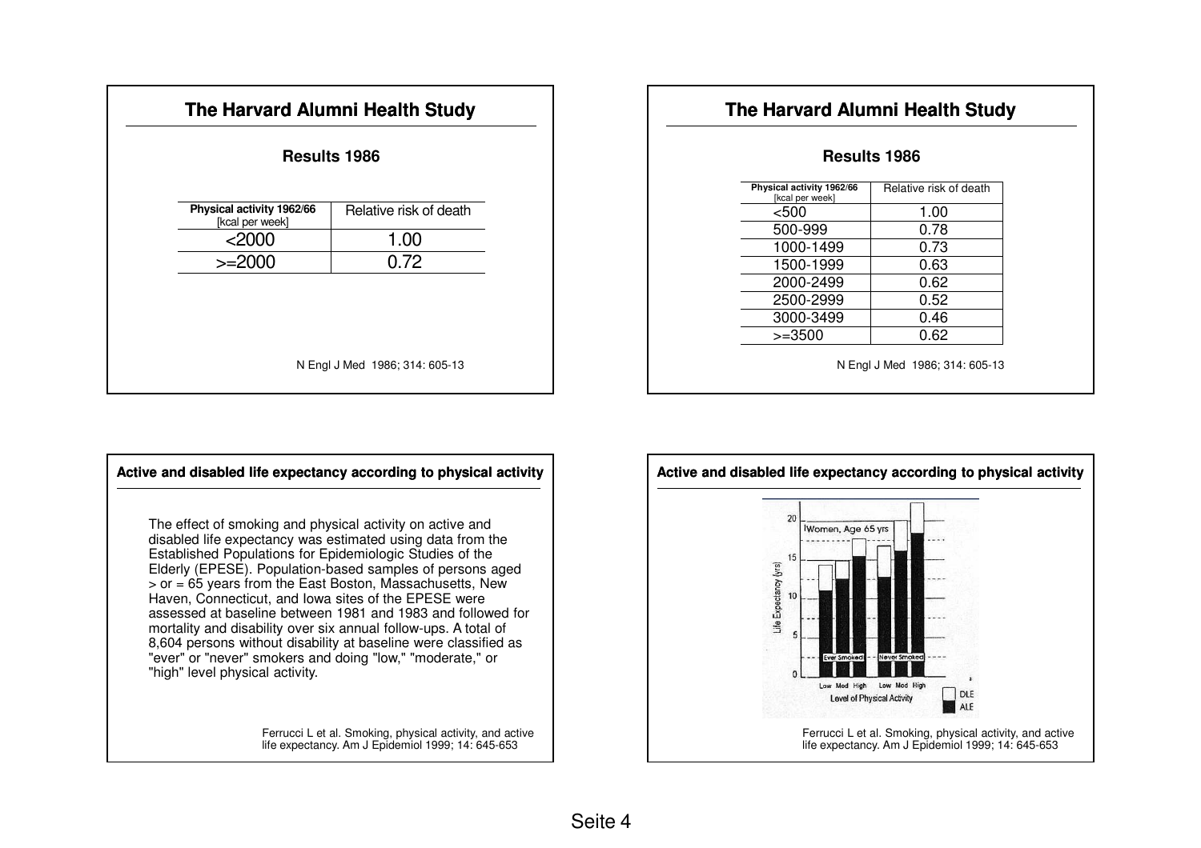## The Harvard Alumni Health Study

### Results 1986

| Physical activity 1962/66 [kcal per week] | Relative risk of death |
|---|---|
| <2000 | 1.00 |
| >=2000 | 0.72 |

N Engl J Med 1986; 314: 605-13

## The Harvard Alumni Health Study

### Results 1986

| Physical activity 1962/66 [kcal per week] | Relative risk of death |
|---|---|
| <500 | 1.00 |
| 500-999 | 0.78 |
| 1000-1499 | 0.73 |
| 1500-1999 | 0.63 |
| 2000-2499 | 0.62 |
| 2500-2999 | 0.52 |
| 3000-3499 | 0.46 |
| >=3500 | 0.62 |

N Engl J Med 1986; 314: 605-13

## Active and disabled life expectancy according to physical activity

The effect of smoking and physical activity on active and disabled life expectancy was estimated using data from the Established Populations for Epidemiologic Studies of the Elderly (EPESE). Population-based samples of persons aged > or = 65 years from the East Boston, Massachusetts, New Haven, Connecticut, and Iowa sites of the EPESE were assessed at baseline between 1981 and 1983 and followed for mortality and disability over six annual follow-ups. A total of 8,604 persons without disability at baseline were classified as "ever" or "never" smokers and doing "low," "moderate," or "high" level physical activity.

Ferrucci L et al. Smoking, physical activity, and active life expectancy. Am J Epidemiol 1999; 14: 645-653

## Active and disabled life expectancy according to physical activity

Ferrucci L et al. Smoking, physical activity, and active life expectancy. Am J Epidemiol 1999; 14: 645-653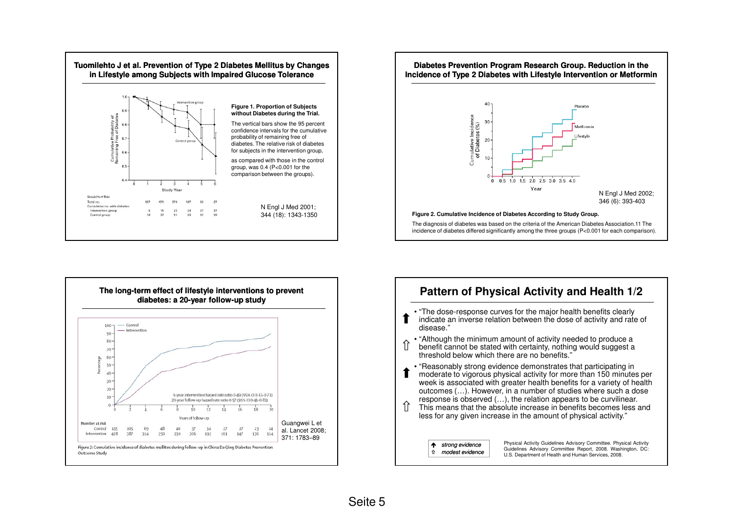## Tuomilehto J et al. Prevention of Type 2 Diabetes Mellitus by Changes in Lifestyle among Subjects with Impaired Glucose Tolerance

**Figure 1. Proportion of Subjects without Diabetes during the Trial.**

The vertical bars show the 95 percent confidence intervals for the cumulative probability of remaining free of diabetes. The relative risk of diabetes for subjects in the intervention group, as compared with those in the control group, was 0.4 (P<0.001 for the comparison between the groups).

| Subjects at Risk | | | | | | | |
|---|---|---|---|---|---|---|---|
| Total no. | 507 | 471 | 374 | 167 | 53 | 27 | |
| Cumulative no. with diabetes: | | | | | | | |
| Intervention group | 5 | 15 | 22 | 24 | 27 | 27 | |
| Control group | 16 | 37 | 51 | 53 | 57 | 59 | |

N Engl J Med 2001; 344 (18): 1343-1350

## Diabetes Prevention Program Research Group. Reduction in the Incidence of Type 2 Diabetes with Lifestyle Intervention or Metformin

N Engl J Med 2002; 346 (6): 393-403

**Figure 2. Cumulative Incidence of Diabetes According to Study Group.**

The diagnosis of diabetes was based on the criteria of the American Diabetes Association.11 The incidence of diabetes differed significantly among the three groups (P<0.001 for each comparison).

## The long-term effect of lifestyle interventions to prevent diabetes: a 20-year follow-up study

6-year intervention hazard rate ratio 0·49 (95% CI 0·33–0·73)
20-year follow-up hazard rate ratio 0·57 (95% CI 0·41–0·81)

| Number at risk | | | | | | | | | | | |
|---|---|---|---|---|---|---|---|---|---|---|---|
| Control | 135 | 105 | 69 | 48 | 40 | 37 | 34 | 27 | 27 | 23 | 34 |
| Intervention | 428 | 387 | 314 | 250 | 230 | 206 | 192 | 161 | 147 | 136 | 114 |

*Figure 2:* Cumulative incidence of diabetes mellitus during follow-up in China Da Qing Diabetes Prevention Outcome Study

Guangwei L et al. Lancet 2008; 371: 1783–89

## Pattern of Physical Activity and Health 1/2

- ⬆ "The dose-response curves for the major health benefits clearly indicate an inverse relation between the dose of activity and rate of disease."
- ⇧ "Although the minimum amount of activity needed to produce a benefit cannot be stated with certainty, nothing would suggest a threshold below which there are no benefits."
- ⬆ "Reasonably strong evidence demonstrates that participating in moderate to vigorous physical activity for more than 150 minutes per week is associated with greater health benefits for a variety of health outcomes (…). However, in a number of studies where such a dose response is observed (…), the relation appears to be curvilinear. ⇧ This means that the absolute increase in benefits becomes less and less for any given increase in the amount of physical activity."

⬆ *strong evidence*
⇧ *modest evidence*

Physical Activity Guidelines Advisory Committee. Physical Activity Guidelines Advisory Committee Report, 2008. Washington, DC: U.S. Department of Health and Human Services, 2008.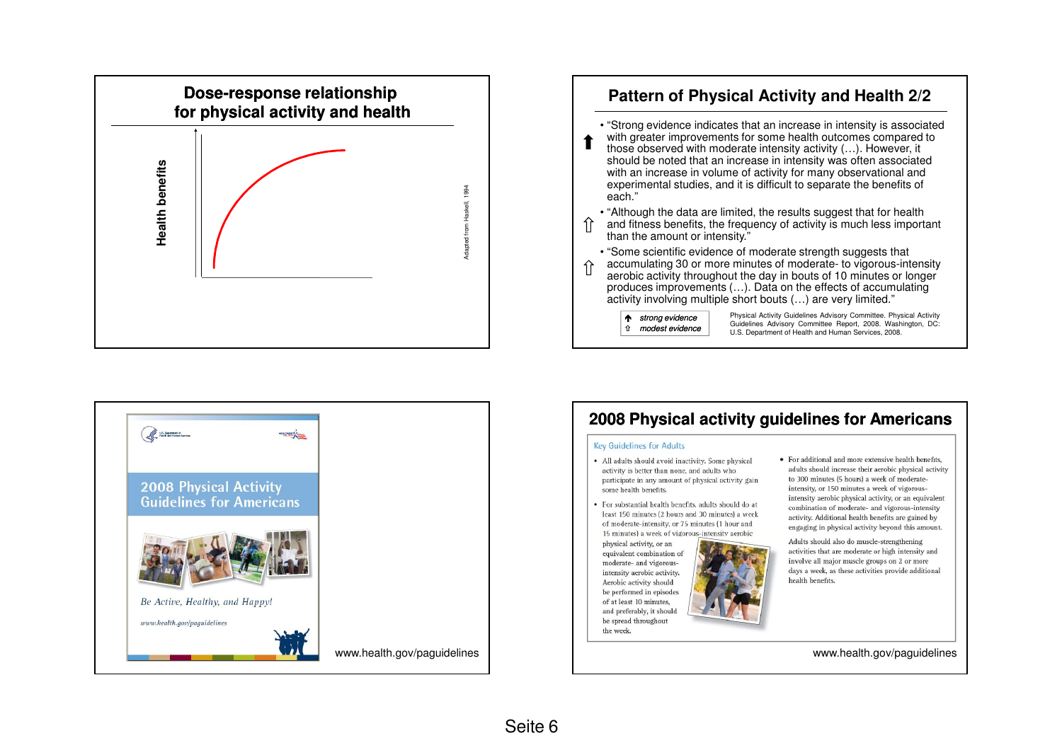## Dose-response relationship for physical activity and health

Health benefits

Adapted from Haskell, 1994

## Pattern of Physical Activity and Health 2/2

- ⬆ "Strong evidence indicates that an increase in intensity is associated with greater improvements for some health outcomes compared to those observed with moderate intensity activity (…). However, it should be noted that an increase in intensity was often associated with an increase in volume of activity for many observational and experimental studies, and it is difficult to separate the benefits of each."
- ⇧ "Although the data are limited, the results suggest that for health and fitness benefits, the frequency of activity is much less important than the amount or intensity."
- ⇧ "Some scientific evidence of moderate strength suggests that accumulating 30 or more minutes of moderate- to vigorous-intensity aerobic activity throughout the day in bouts of 10 minutes or longer produces improvements (…). Data on the effects of accumulating activity involving multiple short bouts (…) are very limited."

⬆ *strong evidence*
⇧ *modest evidence*

Physical Activity Guidelines Advisory Committee. Physical Activity Guidelines Advisory Committee Report, 2008. Washington, DC: U.S. Department of Health and Human Services, 2008.

## 2008 Physical Activity Guidelines for Americans

*Be Active, Healthy, and Happy!*

*www.health.gov/paguidelines*

www.health.gov/paguidelines

## 2008 Physical activity guidelines for Americans

### Key Guidelines for Adults

- All adults should avoid inactivity. Some physical activity is better than none, and adults who participate in any amount of physical activity gain some health benefits.
- For substantial health benefits, adults should do at least 150 minutes (2 hours and 30 minutes) a week of moderate-intensity, or 75 minutes (1 hour and 15 minutes) a week of vigorous-intensity aerobic physical activity, or an equivalent combination of moderate- and vigorous-intensity aerobic activity. Aerobic activity should be performed in episodes of at least 10 minutes, and preferably, it should be spread throughout the week.
- For additional and more extensive health benefits, adults should increase their aerobic physical activity to 300 minutes (5 hours) a week of moderate-intensity, or 150 minutes a week of vigorous-intensity aerobic physical activity, or an equivalent combination of moderate- and vigorous-intensity activity. Additional health benefits are gained by engaging in physical activity beyond this amount.

Adults should also do muscle-strengthening activities that are moderate or high intensity and involve all major muscle groups on 2 or more days a week, as these activities provide additional health benefits.

www.health.gov/paguidelines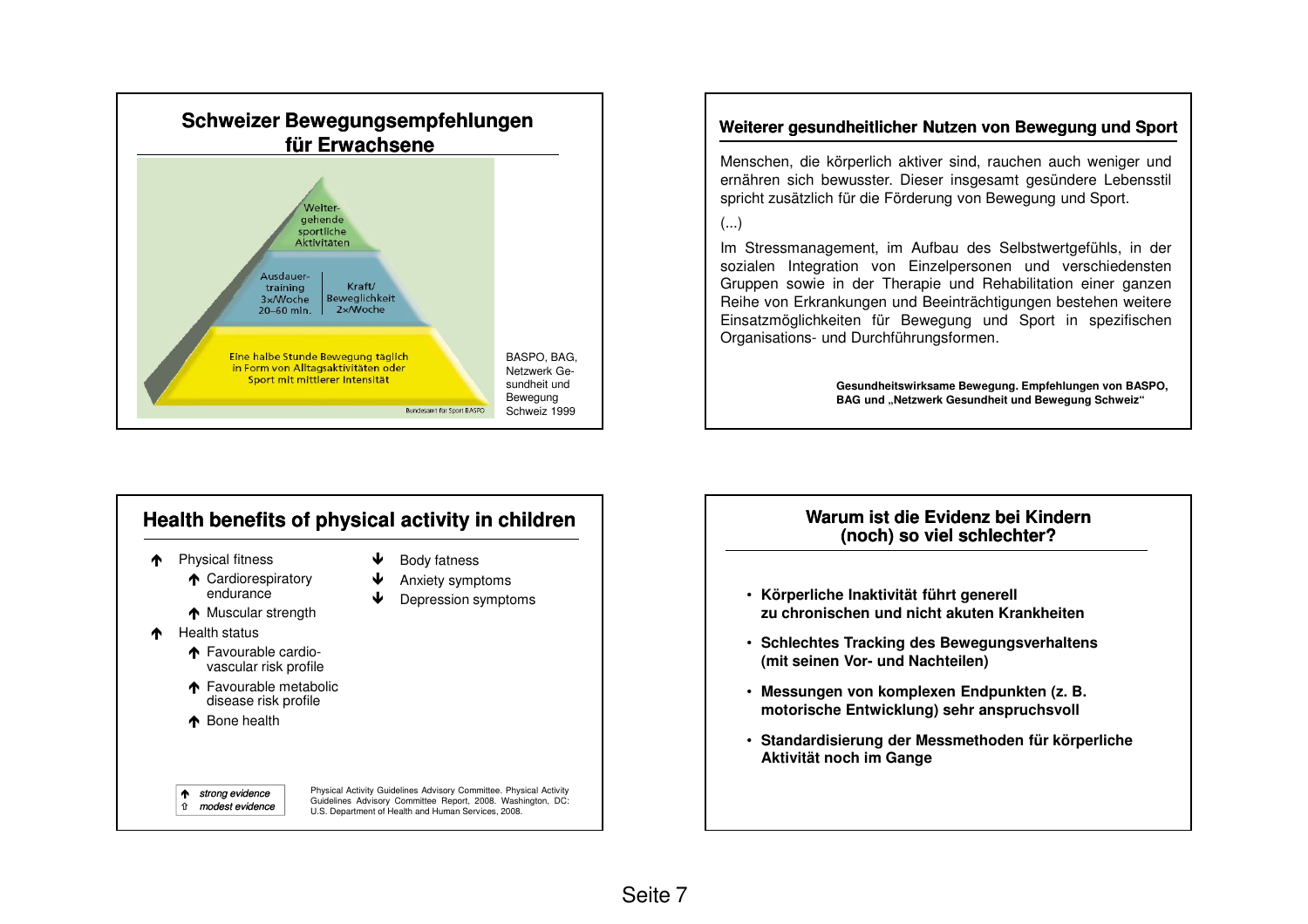## Schweizer Bewegungsempfehlungen für Erwachsene

Weiter­gehende sportliche Aktivitäten

Ausdauer­training 3x/Woche 20–60 min.

Kraft/ Beweglichkeit 2x/Woche

Eine halbe Stunde Bewegung täglich in Form von Alltagsaktivitäten oder Sport mit mittlerer Intensität

Bundesamt für Sport BASPO

BASPO, BAG, Netzwerk Gesundheit und Bewegung Schweiz 1999

## Weiterer gesundheitlicher Nutzen von Bewegung und Sport

Menschen, die körperlich aktiver sind, rauchen auch weniger und ernähren sich bewusster. Dieser insgesamt gesündere Lebensstil spricht zusätzlich für die Förderung von Bewegung und Sport.

(...)

Im Stressmanagement, im Aufbau des Selbstwertgefühls, in der sozialen Integration von Einzelpersonen und verschiedensten Gruppen sowie in der Therapie und Rehabilitation einer ganzen Reihe von Erkrankungen und Beeinträchtigungen bestehen weitere Einsatzmöglichkeiten für Bewegung und Sport in spezifischen Organisations- und Durchführungsformen.

**Gesundheitswirksame Bewegung. Empfehlungen von BASPO, BAG und „Netzwerk Gesundheit und Bewegung Schweiz"**

## Health benefits of physical activity in children

- ↑ Physical fitness
  - ↑ Cardiorespiratory endurance
  - ↑ Muscular strength
- ↑ Health status
  - ↑ Favourable cardio­vascular risk profile
  - ↑ Favourable metabolic disease risk profile
  - ↑ Bone health
- ↓ Body fatness
- ↓ Anxiety symptoms
- ↓ Depression symptoms

*↑ strong evidence*
*⇧ modest evidence*

Physical Activity Guidelines Advisory Committee. Physical Activity Guidelines Advisory Committee Report, 2008. Washington, DC: U.S. Department of Health and Human Services, 2008.

## Warum ist die Evidenz bei Kindern (noch) so viel schlechter?

- **Körperliche Inaktivität führt generell zu chronischen und nicht akuten Krankheiten**
- **Schlechtes Tracking des Bewegungsverhaltens (mit seinen Vor- und Nachteilen)**
- **Messungen von komplexen Endpunkten (z. B. motorische Entwicklung) sehr anspruchsvoll**
- **Standardisierung der Messmethoden für körperliche Aktivität noch im Gange**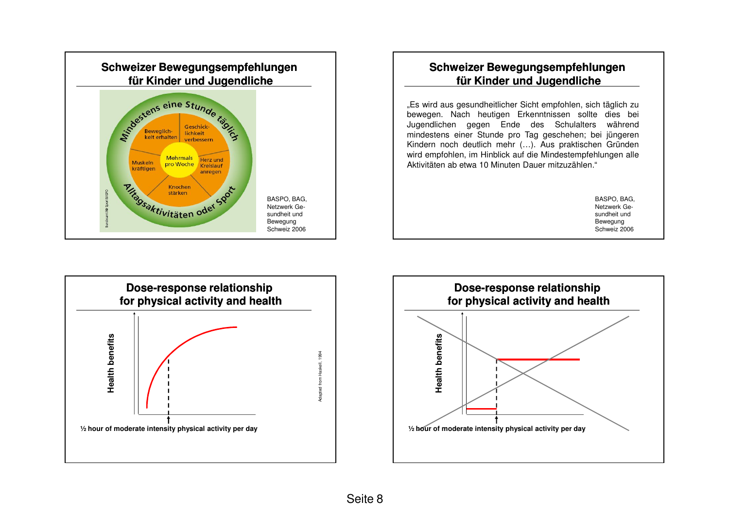## Schweizer Bewegungsempfehlungen für Kinder und Jugendliche

Mindestens eine Stunde täglich

Beweglichkeit erhalten

Geschicklichkeit verbessern

Mehrmals pro Woche

Muskeln kräftigen

Herz und Kreislauf anregen

Knochen stärken

Alltagsaktivitäten oder Sport

BASPO, BAG, Netzwerk Gesundheit und Bewegung Schweiz 2006

## Schweizer Bewegungsempfehlungen für Kinder und Jugendliche

„Es wird aus gesundheitlicher Sicht empfohlen, sich täglich zu bewegen. Nach heutigen Erkenntnissen sollte dies bei Jugendlichen gegen Ende des Schulalters während mindestens einer Stunde pro Tag geschehen; bei jüngeren Kindern noch deutlich mehr (…). Aus praktischen Gründen wird empfohlen, im Hinblick auf die Mindestempfehlungen alle Aktivitäten ab etwa 10 Minuten Dauer mitzuzählen."

BASPO, BAG, Netzwerk Gesundheit und Bewegung Schweiz 2006

## Dose-response relationship for physical activity and health

Health benefits

½ hour of moderate intensity physical activity per day

Adapted from Haskell, 1994

## Dose-response relationship for physical activity and health

Health benefits

½ hour of moderate intensity physical activity per day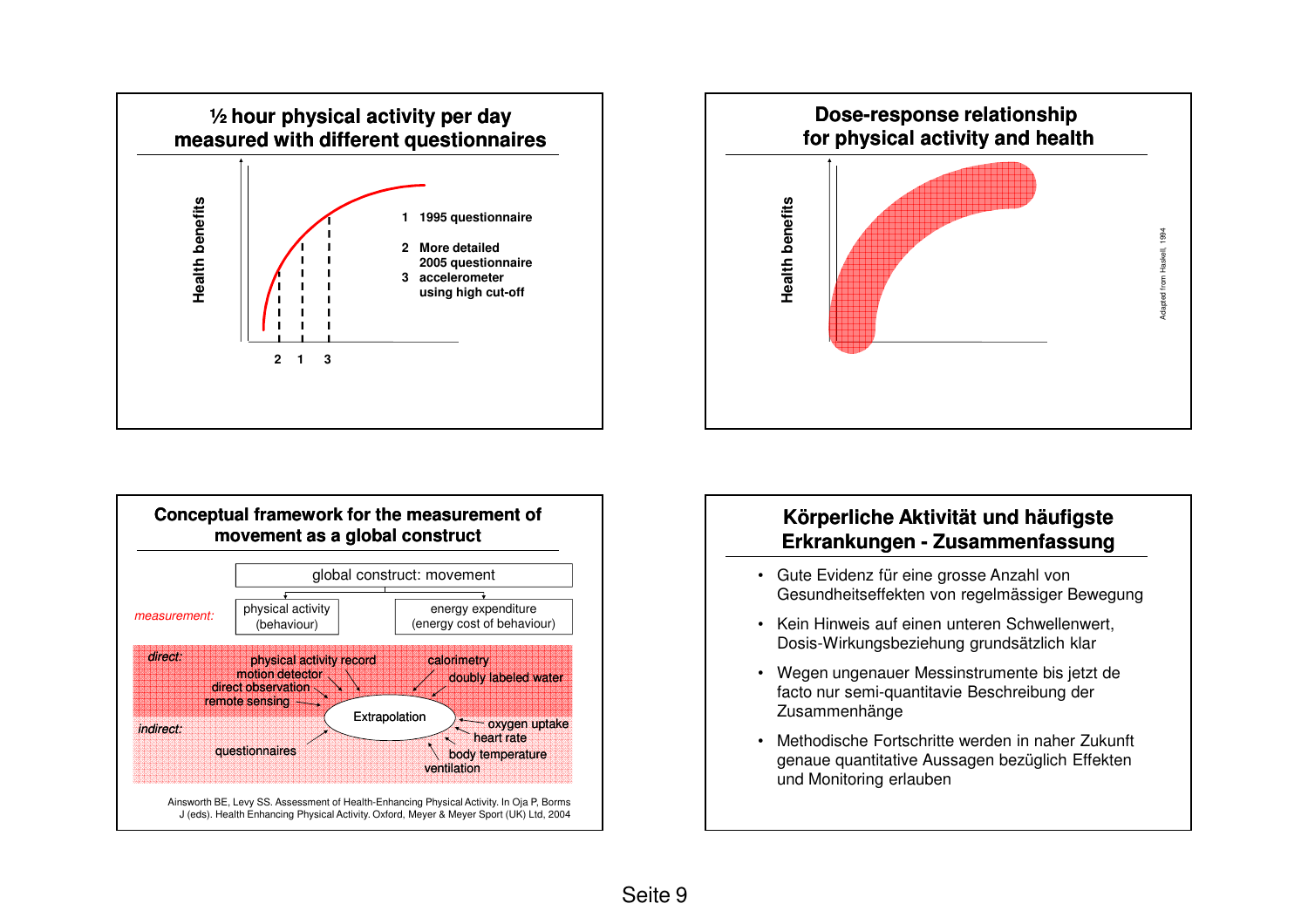## ½ hour physical activity per day measured with different questionnaires

Health benefits

1 1995 questionnaire

2 More detailed 2005 questionnaire

3 accelerometer using high cut-off

2 1 3

## Dose-response relationship for physical activity and health

Health benefits

Adapted from Haskell, 1994

## Conceptual framework for the measurement of movement as a global construct

global construct: movement

*measurement:* physical activity (behaviour) — energy expenditure (energy cost of behaviour)

*direct:* physical activity record, motion detector, direct observation, remote sensing, calorimetry, doubly labeled water

Extrapolation

*indirect:* questionnaires, oxygen uptake, heart rate, body temperature, ventilation

Ainsworth BE, Levy SS. Assessment of Health-Enhancing Physical Activity. In Oja P, Borms J (eds). Health Enhancing Physical Activity. Oxford, Meyer & Meyer Sport (UK) Ltd, 2004

## Körperliche Aktivität und häufigste Erkrankungen - Zusammenfassung

- Gute Evidenz für eine grosse Anzahl von Gesundheitseffekten von regelmässiger Bewegung
- Kein Hinweis auf einen unteren Schwellenwert, Dosis-Wirkungsbeziehung grundsätzlich klar
- Wegen ungenauer Messinstrumente bis jetzt de facto nur semi-quantitavie Beschreibung der Zusammenhänge
- Methodische Fortschritte werden in naher Zukunft genaue quantitative Aussagen bezüglich Effekten und Monitoring erlauben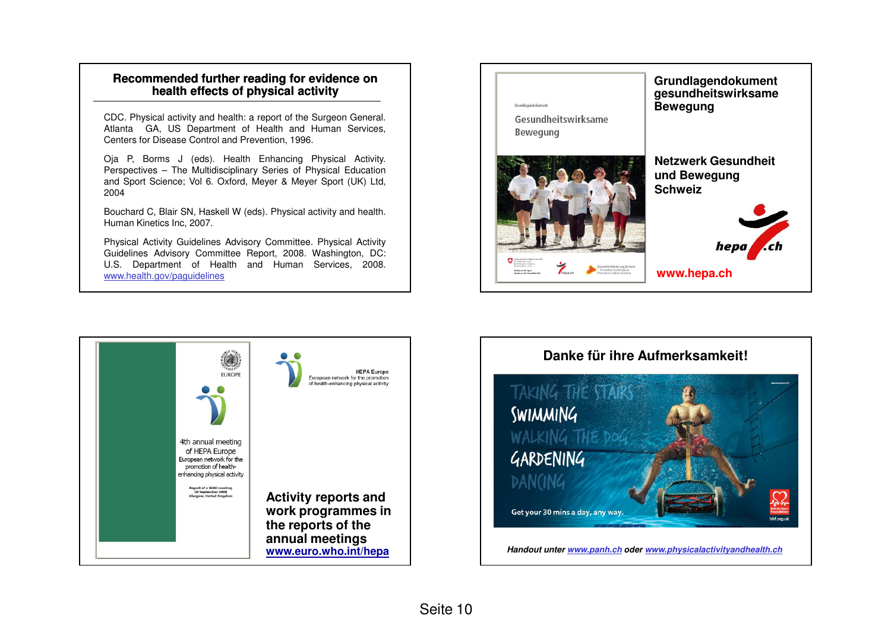## Recommended further reading for evidence on health effects of physical activity

CDC. Physical activity and health: a report of the Surgeon General. Atlanta GA, US Department of Health and Human Services, Centers for Disease Control and Prevention, 1996.

Oja P, Borms J (eds). Health Enhancing Physical Activity. Perspectives – The Multidisciplinary Series of Physical Education and Sport Science; Vol 6. Oxford, Meyer & Meyer Sport (UK) Ltd, 2004

Bouchard C, Blair SN, Haskell W (eds). Physical activity and health. Human Kinetics Inc, 2007.

Physical Activity Guidelines Advisory Committee. Physical Activity Guidelines Advisory Committee Report, 2008. Washington, DC: U.S. Department of Health and Human Services, 2008. www.health.gov/paguidelines

---

Grundlagendokument

Gesundheitswirksame Bewegung

## Grundlagendokument gesundheitswirksame Bewegung

## Netzwerk Gesundheit und Bewegung Schweiz

hepa.ch

**www.hepa.ch**

---

EUROPE

4th annual meeting of HEPA Europe European network for the promotion of health-enhancing physical activity

Report of a WHO meeting
10 September 2008
Glasgow, United Kingdom

HEPA Europe
European network for the promotion of health-enhancing physical activity

**Activity reports and work programmes in the reports of the annual meetings**
**www.euro.who.int/hepa**

---

## Danke für ihre Aufmerksamkeit!

TAKING THE STAIRS
SWIMMING
WALKING THE DOG
GARDENING
DANCING

Get your 30 mins a day, any way.

British Heart Foundation
bhf.org.uk

***Handout unter www.panh.ch oder www.physicalactivityandhealth.ch***